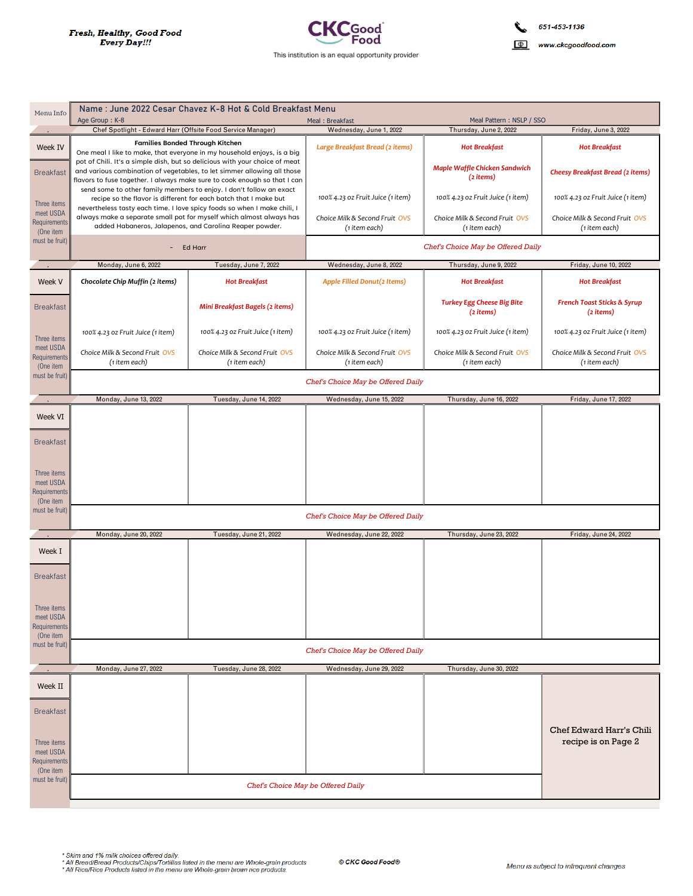Fresh, Healthy, Good Food
Every Day!!!

CKC Good Food

This institution is an equal opportunity provider

651-453-1136

www.ckcgoodfood.com

# Name : June 2022 Cesar Chavez K-8 Hot & Cold Breakfast Menu

Menu Info | Age Group : K-8 | Meal : Breakfast | Meal Pattern : NSLP / SSO

| | Chef Spotlight - Edward Harr (Offsite Food Service Manager) | Wednesday, June 1, 2022 | Thursday, June 2, 2022 | Friday, June 3, 2022 |
|---|---|---|---|---|
| Week IV<br><br>Breakfast<br><br>Three items meet USDA Requirements (One item must be fruit) | **Families Bonded Through Kitchen**<br>One meal I like to make, that everyone in my household enjoys, is a big pot of Chili. It's a simple dish, but so delicious with your choice of meat and various combination of vegetables, to let simmer allowing all those flavors to fuse together. I always make sure to cook enough so that I can send some to other family members to enjoy. I don't follow an exact recipe so the flavor is different for each batch that I make but nevertheless tasty each time. I love spicy foods so when I make chili, I always make a separate small pot for myself which almost always has added Habaneros, Jalapenos, and Carolina Reaper powder.<br><br>- Ed Harr | *Large Breakfast Bread (2 items)*<br><br>100% 4.23 oz Fruit Juice (1 item)<br><br>Choice Milk & Second Fruit OVS (1 item each) | *Hot Breakfast*<br><br>*Maple Waffle Chicken Sandwich (2 items)*<br><br>100% 4.23 oz Fruit Juice (1 item)<br><br>Choice Milk & Second Fruit OVS (1 item each) | *Hot Breakfast*<br><br>*Cheesy Breakfast Bread (2 items)*<br><br>100% 4.23 oz Fruit Juice (1 item)<br><br>Choice Milk & Second Fruit OVS (1 item each) |
| | | *Chef's Choice May be Offered Daily* | | |

| | Monday, June 6, 2022 | Tuesday, June 7, 2022 | Wednesday, June 8, 2022 | Thursday, June 9, 2022 | Friday, June 10, 2022 |
|---|---|---|---|---|---|
| Week V<br><br>Breakfast<br><br>Three items meet USDA Requirements (One item must be fruit) | *Chocolate Chip Muffin (2 items)*<br><br>100% 4.23 oz Fruit Juice (1 item)<br><br>Choice Milk & Second Fruit OVS (1 item each) | *Hot Breakfast*<br><br>*Mini Breakfast Bagels (2 items)*<br><br>100% 4.23 oz Fruit Juice (1 item)<br><br>Choice Milk & Second Fruit OVS (1 item each) | *Apple Filled Donut(2 Items)*<br><br>100% 4.23 oz Fruit Juice (1 item)<br><br>Choice Milk & Second Fruit OVS (1 item each) | *Hot Breakfast*<br><br>*Turkey Egg Cheese Big Bite (2 items)*<br><br>100% 4.23 oz Fruit Juice (1 item)<br><br>Choice Milk & Second Fruit OVS (1 item each) | *Hot Breakfast*<br><br>*French Toast Sticks & Syrup (2 items)*<br><br>100% 4.23 oz Fruit Juice (1 item)<br><br>Choice Milk & Second Fruit OVS (1 item each) |
| | *Chef's Choice May be Offered Daily* | | | | |

| | Monday, June 13, 2022 | Tuesday, June 14, 2022 | Wednesday, June 15, 2022 | Thursday, June 16, 2022 | Friday, June 17, 2022 |
|---|---|---|---|---|---|
| Week VI<br><br>Breakfast<br><br>Three items meet USDA Requirements (One item must be fruit) | | | | | |
| | *Chef's Choice May be Offered Daily* | | | | |

| | Monday, June 20, 2022 | Tuesday, June 21, 2022 | Wednesday, June 22, 2022 | Thursday, June 23, 2022 | Friday, June 24, 2022 |
|---|---|---|---|---|---|
| Week I<br><br>Breakfast<br><br>Three items meet USDA Requirements (One item must be fruit) | | | | | |
| | *Chef's Choice May be Offered Daily* | | | | |

| | Monday, June 27, 2022 | Tuesday, June 28, 2022 | Wednesday, June 29, 2022 | Thursday, June 30, 2022 | |
|---|---|---|---|---|---|
| Week II<br><br>Breakfast<br><br>Three items meet USDA Requirements (One item must be fruit) | | | | | Chef Edward Harr's Chili recipe is on Page 2 |
| | *Chef's Choice May be Offered Daily* | | | | |

\* Skim and 1% milk choices offered daily.
\* All Bread/Bread Products/Chips/Tortillas listed in the menu are Whole-grain products
\* All Rice/Rice Products listed in the menu are Whole-grain brown rice products.

© CKC Good Food®

*Menu is subject to infrequent changes*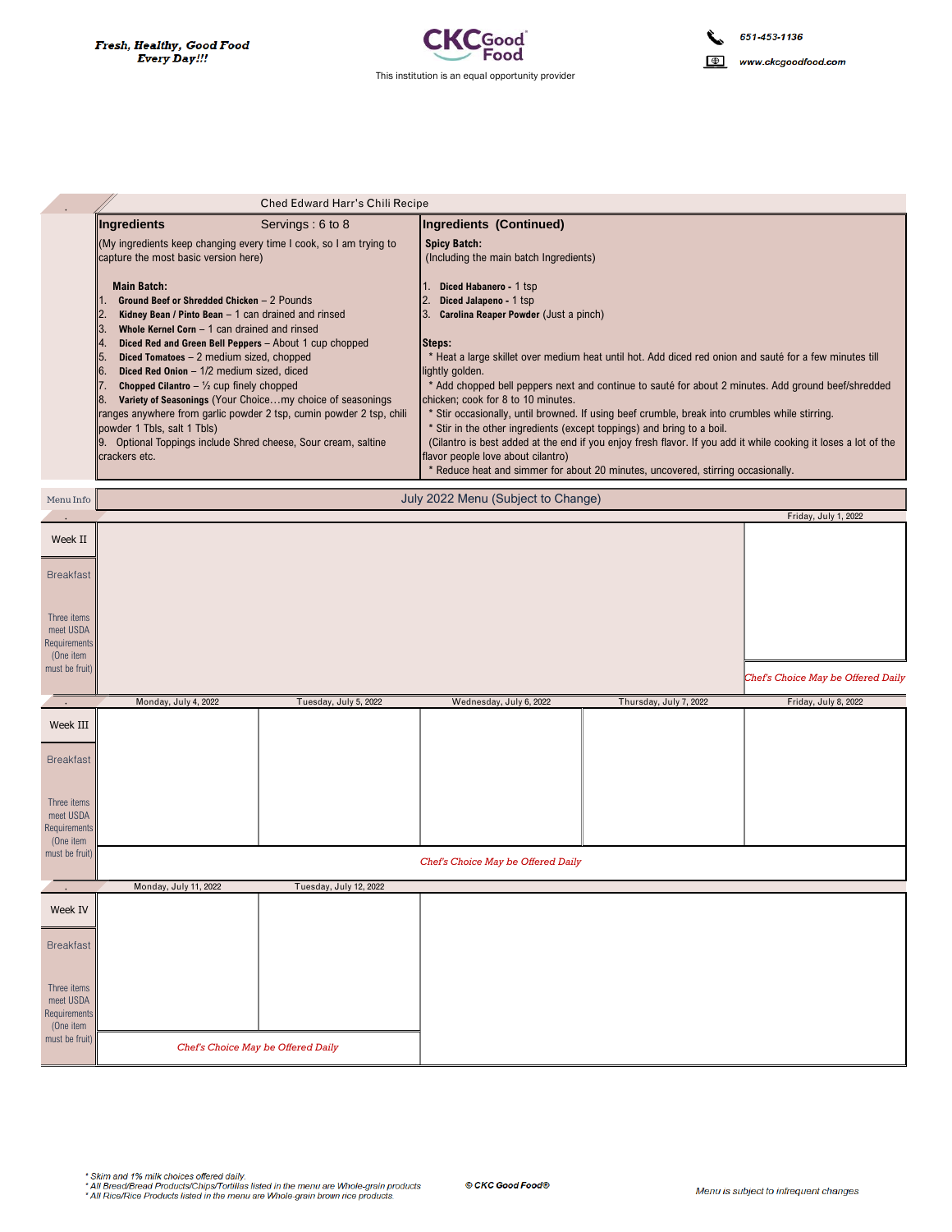*Fresh, Healthy, Good Food Every Day!!!*

CKC Good Food

This institution is an equal opportunity provider

651-453-1136

www.ckcgoodfood.com

## Ched Edward Harr's Chili Recipe

### Ingredients — Servings : 6 to 8

(My ingredients keep changing every time I cook, so I am trying to capture the most basic version here)

**Main Batch:**

1. **Ground Beef or Shredded Chicken** – 2 Pounds
2. **Kidney Bean / Pinto Bean** – 1 can drained and rinsed
3. **Whole Kernel Corn** – 1 can drained and rinsed
4. **Diced Red and Green Bell Peppers** – About 1 cup chopped
5. **Diced Tomatoes** – 2 medium sized, chopped
6. **Diced Red Onion** – 1/2 medium sized, diced
7. **Chopped Cilantro** – ½ cup finely chopped
8. **Variety of Seasonings** (Your Choice…my choice of seasonings ranges anywhere from garlic powder 2 tsp, cumin powder 2 tsp, chili powder 1 Tbls, salt 1 Tbls)
9. Optional Toppings include Shred cheese, Sour cream, saltine crackers etc.

### Ingredients (Continued)

**Spicy Batch:**
(Including the main batch Ingredients)

1. **Diced Habanero** - 1 tsp
2. **Diced Jalapeno** - 1 tsp
3. **Carolina Reaper Powder** (Just a pinch)

**Steps:**

* Heat a large skillet over medium heat until hot. Add diced red onion and sauté for a few minutes till lightly golden.
* Add chopped bell peppers next and continue to sauté for about 2 minutes. Add ground beef/shredded chicken; cook for 8 to 10 minutes.
* Stir occasionally, until browned. If using beef crumble, break into crumbles while stirring.
* Stir in the other ingredients (except toppings) and bring to a boil.

(Cilantro is best added at the end if you enjoy fresh flavor. If you add it while cooking it loses a lot of the flavor people love about cilantro)

* Reduce heat and simmer for about 20 minutes, uncovered, stirring occasionally.

## July 2022 Menu (Subject to Change)

Menu Info

| Week II | | | | | Friday, July 1, 2022 |
|---|---|---|---|---|---|
| Breakfast<br>Three items meet USDA Requirements (One item must be fruit) | | | | | |
| | | | | | *Chef's Choice May be Offered Daily* |

| Week III | Monday, July 4, 2022 | Tuesday, July 5, 2022 | Wednesday, July 6, 2022 | Thursday, July 7, 2022 | Friday, July 8, 2022 |
|---|---|---|---|---|---|
| Breakfast<br>Three items meet USDA Requirements (One item must be fruit) | | | | | |
| | *Chef's Choice May be Offered Daily* | | | | |

| Week IV | Monday, July 11, 2022 | Tuesday, July 12, 2022 |
|---|---|---|
| Breakfast<br>Three items meet USDA Requirements (One item must be fruit) | | |
| | *Chef's Choice May be Offered Daily* | |

*\* Skim and 1% milk choices offered daily.*
*\* All Bread/Bread Products/Chips/Tortillas listed in the menu are Whole-grain products*
*\* All Rice/Rice Products listed in the menu are Whole-grain brown rice products.*

*© CKC Good Food®*

*Menu is subject to infrequent changes*